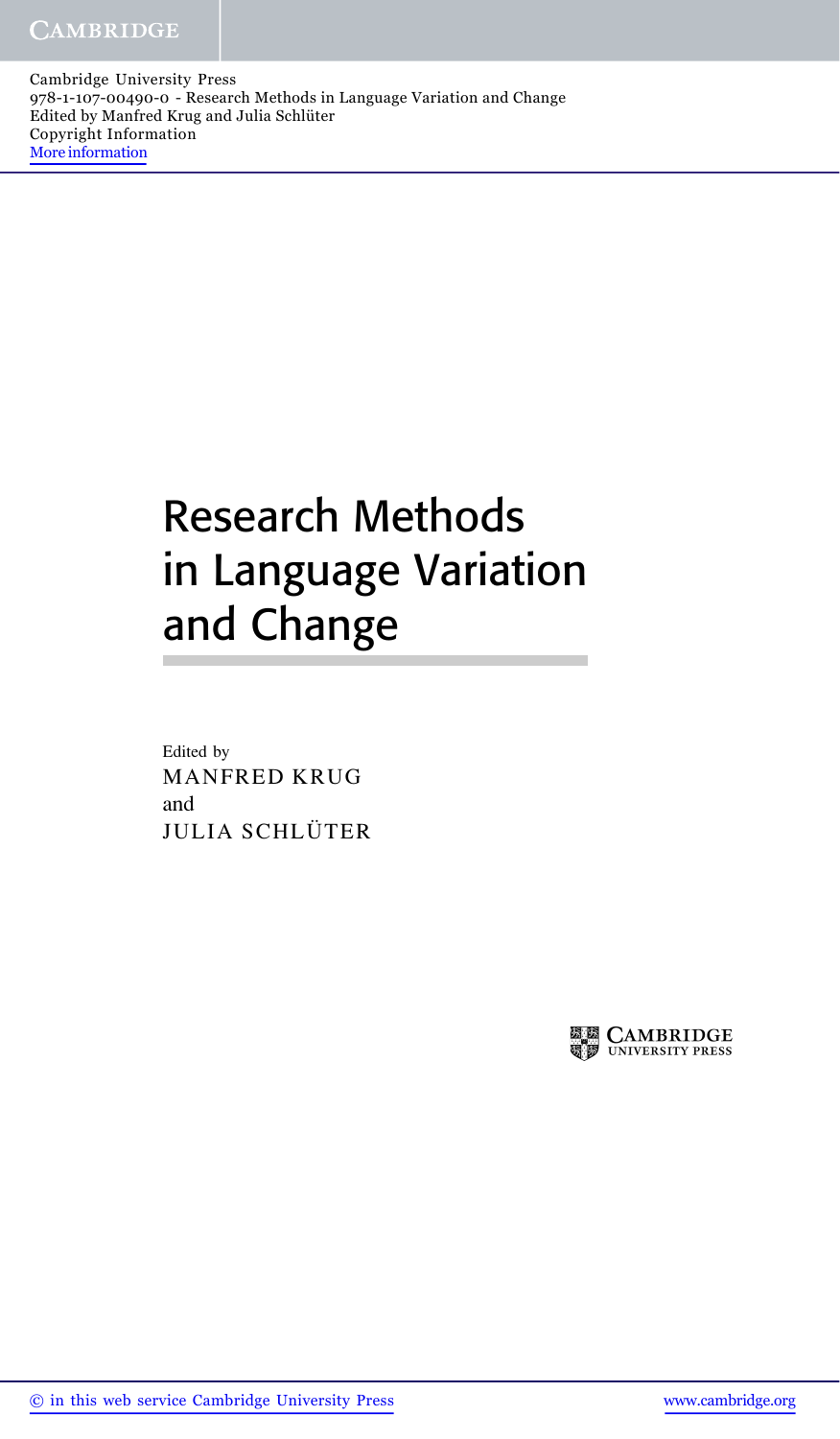# Research Methods in Language Variation and Change

Edited by

MANFRED KRUG

and

JULIA SCHLÜTER

CAMBRIDGE UNIVERSITY PRESS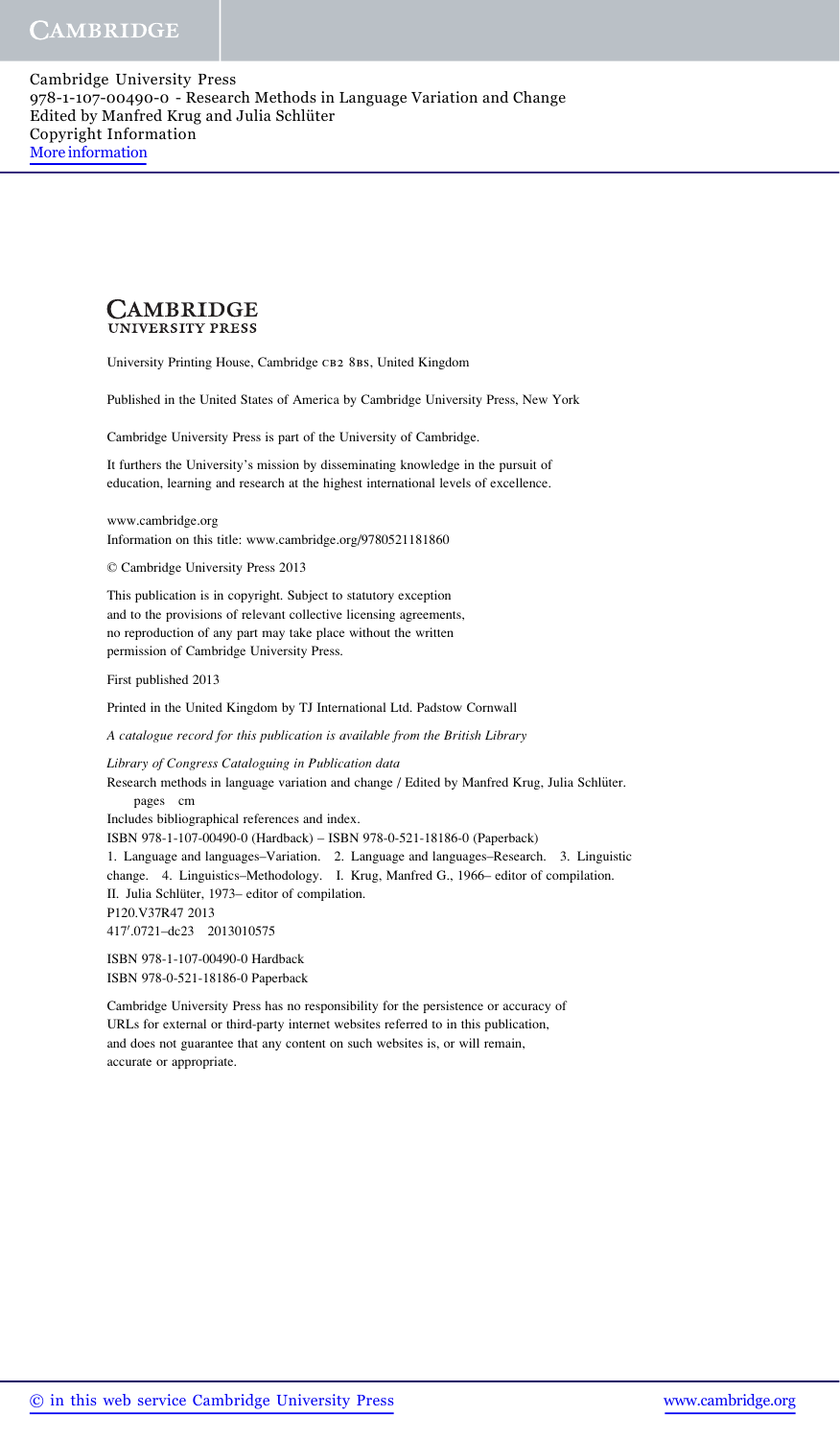Cambridge University Press
978-1-107-00490-0 - Research Methods in Language Variation and Change
Edited by Manfred Krug and Julia Schlüter
Copyright Information
More information

**CAMBRIDGE**
UNIVERSITY PRESS

University Printing House, Cambridge CB2 8BS, United Kingdom

Published in the United States of America by Cambridge University Press, New York

Cambridge University Press is part of the University of Cambridge.

It furthers the University's mission by disseminating knowledge in the pursuit of education, learning and research at the highest international levels of excellence.

www.cambridge.org
Information on this title: www.cambridge.org/9780521181860

© Cambridge University Press 2013

This publication is in copyright. Subject to statutory exception and to the provisions of relevant collective licensing agreements, no reproduction of any part may take place without the written permission of Cambridge University Press.

First published 2013

Printed in the United Kingdom by TJ International Ltd. Padstow Cornwall

*A catalogue record for this publication is available from the British Library*

*Library of Congress Cataloguing in Publication data*
Research methods in language variation and change / Edited by Manfred Krug, Julia Schlüter.
pages cm
Includes bibliographical references and index.
ISBN 978-1-107-00490-0 (Hardback) – ISBN 978-0-521-18186-0 (Paperback)
1. Language and languages–Variation. 2. Language and languages–Research. 3. Linguistic change. 4. Linguistics–Methodology. I. Krug, Manfred G., 1966– editor of compilation. II. Julia Schlüter, 1973– editor of compilation.
P120.V37R47 2013
417′.0721–dc23 2013010575

ISBN 978-1-107-00490-0 Hardback
ISBN 978-0-521-18186-0 Paperback

Cambridge University Press has no responsibility for the persistence or accuracy of URLs for external or third-party internet websites referred to in this publication, and does not guarantee that any content on such websites is, or will remain, accurate or appropriate.